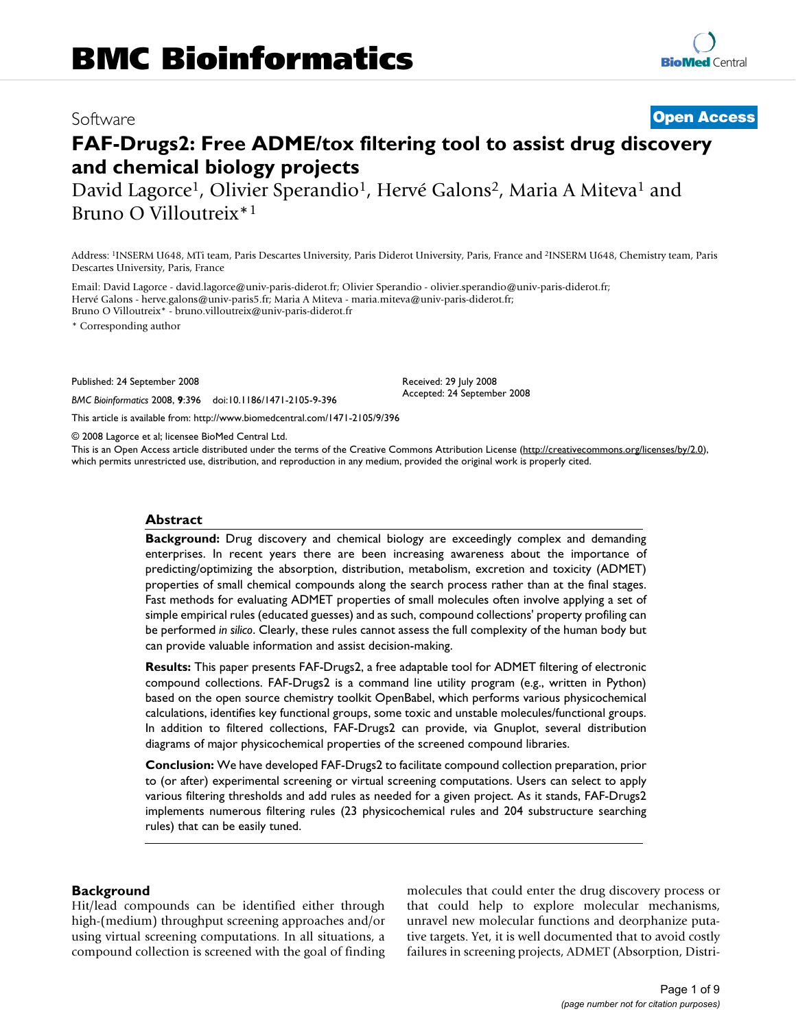# BMC Bioinformatics

Software **Open Access**

# FAF-Drugs2: Free ADME/tox filtering tool to assist drug discovery and chemical biology projects

David Lagorce[1], Olivier Sperandio[1], Hervé Galons[2], Maria A Miteva[1] and Bruno O Villoutreix*[1]

Address: [1]INSERM U648, MTi team, Paris Descartes University, Paris Diderot University, Paris, France and [2]INSERM U648, Chemistry team, Paris Descartes University, Paris, France

Email: David Lagorce - david.lagorce@univ-paris-diderot.fr; Olivier Sperandio - olivier.sperandio@univ-paris-diderot.fr; Hervé Galons - herve.galons@univ-paris5.fr; Maria A Miteva - maria.miteva@univ-paris-diderot.fr; Bruno O Villoutreix* - bruno.villoutreix@univ-paris-diderot.fr

\* Corresponding author

Published: 24 September 2008

*BMC Bioinformatics* 2008, **9**:396 doi:10.1186/1471-2105-9-396

Received: 29 July 2008
Accepted: 24 September 2008

This article is available from: http://www.biomedcentral.com/1471-2105/9/396

© 2008 Lagorce et al; licensee BioMed Central Ltd.

This is an Open Access article distributed under the terms of the Creative Commons Attribution License (http://creativecommons.org/licenses/by/2.0), which permits unrestricted use, distribution, and reproduction in any medium, provided the original work is properly cited.

## Abstract

**Background:** Drug discovery and chemical biology are exceedingly complex and demanding enterprises. In recent years there are been increasing awareness about the importance of predicting/optimizing the absorption, distribution, metabolism, excretion and toxicity (ADMET) properties of small chemical compounds along the search process rather than at the final stages. Fast methods for evaluating ADMET properties of small molecules often involve applying a set of simple empirical rules (educated guesses) and as such, compound collections' property profiling can be performed *in silico*. Clearly, these rules cannot assess the full complexity of the human body but can provide valuable information and assist decision-making.

**Results:** This paper presents FAF-Drugs2, a free adaptable tool for ADMET filtering of electronic compound collections. FAF-Drugs2 is a command line utility program (e.g., written in Python) based on the open source chemistry toolkit OpenBabel, which performs various physicochemical calculations, identifies key functional groups, some toxic and unstable molecules/functional groups. In addition to filtered collections, FAF-Drugs2 can provide, via Gnuplot, several distribution diagrams of major physicochemical properties of the screened compound libraries.

**Conclusion:** We have developed FAF-Drugs2 to facilitate compound collection preparation, prior to (or after) experimental screening or virtual screening computations. Users can select to apply various filtering thresholds and add rules as needed for a given project. As it stands, FAF-Drugs2 implements numerous filtering rules (23 physicochemical rules and 204 substructure searching rules) that can be easily tuned.

## Background

Hit/lead compounds can be identified either through high-(medium) throughput screening approaches and/or using virtual screening computations. In all situations, a compound collection is screened with the goal of finding molecules that could enter the drug discovery process or that could help to explore molecular mechanisms, unravel new molecular functions and deorphanize putative targets. Yet, it is well documented that to avoid costly failures in screening projects, ADMET (Absorption, Distri-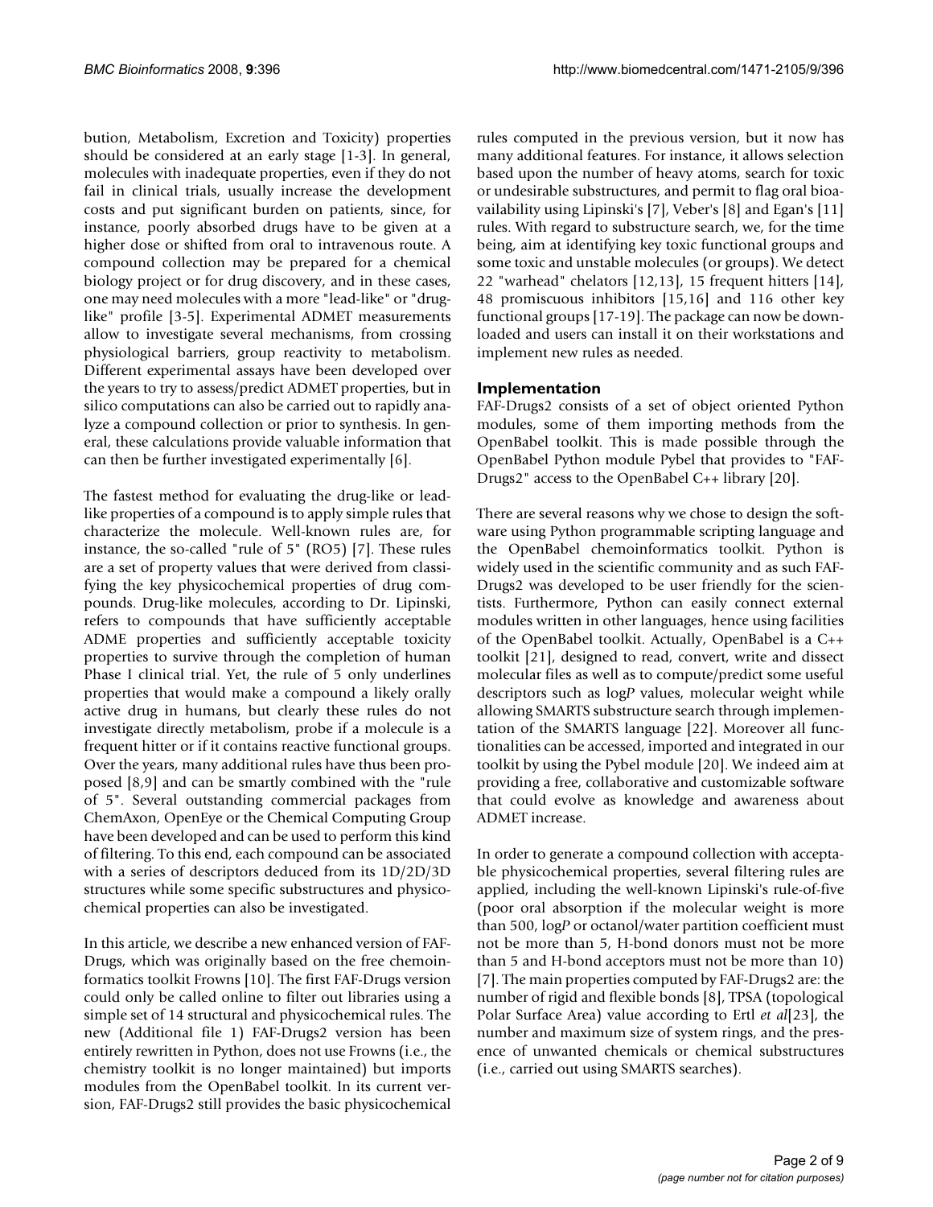bution, Metabolism, Excretion and Toxicity) properties should be considered at an early stage [1-3]. In general, molecules with inadequate properties, even if they do not fail in clinical trials, usually increase the development costs and put significant burden on patients, since, for instance, poorly absorbed drugs have to be given at a higher dose or shifted from oral to intravenous route. A compound collection may be prepared for a chemical biology project or for drug discovery, and in these cases, one may need molecules with a more "lead-like" or "drug-like" profile [3-5]. Experimental ADMET measurements allow to investigate several mechanisms, from crossing physiological barriers, group reactivity to metabolism. Different experimental assays have been developed over the years to try to assess/predict ADMET properties, but in silico computations can also be carried out to rapidly analyze a compound collection or prior to synthesis. In general, these calculations provide valuable information that can then be further investigated experimentally [6].

The fastest method for evaluating the drug-like or lead-like properties of a compound is to apply simple rules that characterize the molecule. Well-known rules are, for instance, the so-called "rule of 5" (RO5) [7]. These rules are a set of property values that were derived from classifying the key physicochemical properties of drug compounds. Drug-like molecules, according to Dr. Lipinski, refers to compounds that have sufficiently acceptable ADME properties and sufficiently acceptable toxicity properties to survive through the completion of human Phase I clinical trial. Yet, the rule of 5 only underlines properties that would make a compound a likely orally active drug in humans, but clearly these rules do not investigate directly metabolism, probe if a molecule is a frequent hitter or if it contains reactive functional groups. Over the years, many additional rules have thus been proposed [8,9] and can be smartly combined with the "rule of 5". Several outstanding commercial packages from ChemAxon, OpenEye or the Chemical Computing Group have been developed and can be used to perform this kind of filtering. To this end, each compound can be associated with a series of descriptors deduced from its 1D/2D/3D structures while some specific substructures and physicochemical properties can also be investigated.

In this article, we describe a new enhanced version of FAF-Drugs, which was originally based on the free chemoinformatics toolkit Frowns [10]. The first FAF-Drugs version could only be called online to filter out libraries using a simple set of 14 structural and physicochemical rules. The new (Additional file 1) FAF-Drugs2 version has been entirely rewritten in Python, does not use Frowns (i.e., the chemistry toolkit is no longer maintained) but imports modules from the OpenBabel toolkit. In its current version, FAF-Drugs2 still provides the basic physicochemical rules computed in the previous version, but it now has many additional features. For instance, it allows selection based upon the number of heavy atoms, search for toxic or undesirable substructures, and permit to flag oral bioavailability using Lipinski's [7], Veber's [8] and Egan's [11] rules. With regard to substructure search, we, for the time being, aim at identifying key toxic functional groups and some toxic and unstable molecules (or groups). We detect 22 "warhead" chelators [12,13], 15 frequent hitters [14], 48 promiscuous inhibitors [15,16] and 116 other key functional groups [17-19]. The package can now be downloaded and users can install it on their workstations and implement new rules as needed.

## Implementation

FAF-Drugs2 consists of a set of object oriented Python modules, some of them importing methods from the OpenBabel toolkit. This is made possible through the OpenBabel Python module Pybel that provides to "FAF-Drugs2" access to the OpenBabel C++ library [20].

There are several reasons why we chose to design the software using Python programmable scripting language and the OpenBabel chemoinformatics toolkit. Python is widely used in the scientific community and as such FAF-Drugs2 was developed to be user friendly for the scientists. Furthermore, Python can easily connect external modules written in other languages, hence using facilities of the OpenBabel toolkit. Actually, OpenBabel is a C++ toolkit [21], designed to read, convert, write and dissect molecular files as well as to compute/predict some useful descriptors such as log*P* values, molecular weight while allowing SMARTS substructure search through implementation of the SMARTS language [22]. Moreover all functionalities can be accessed, imported and integrated in our toolkit by using the Pybel module [20]. We indeed aim at providing a free, collaborative and customizable software that could evolve as knowledge and awareness about ADMET increase.

In order to generate a compound collection with acceptable physicochemical properties, several filtering rules are applied, including the well-known Lipinski's rule-of-five (poor oral absorption if the molecular weight is more than 500, log*P* or octanol/water partition coefficient must not be more than 5, H-bond donors must not be more than 5 and H-bond acceptors must not be more than 10) [7]. The main properties computed by FAF-Drugs2 are: the number of rigid and flexible bonds [8], TPSA (topological Polar Surface Area) value according to Ertl *et al*[23], the number and maximum size of system rings, and the presence of unwanted chemicals or chemical substructures (i.e., carried out using SMARTS searches).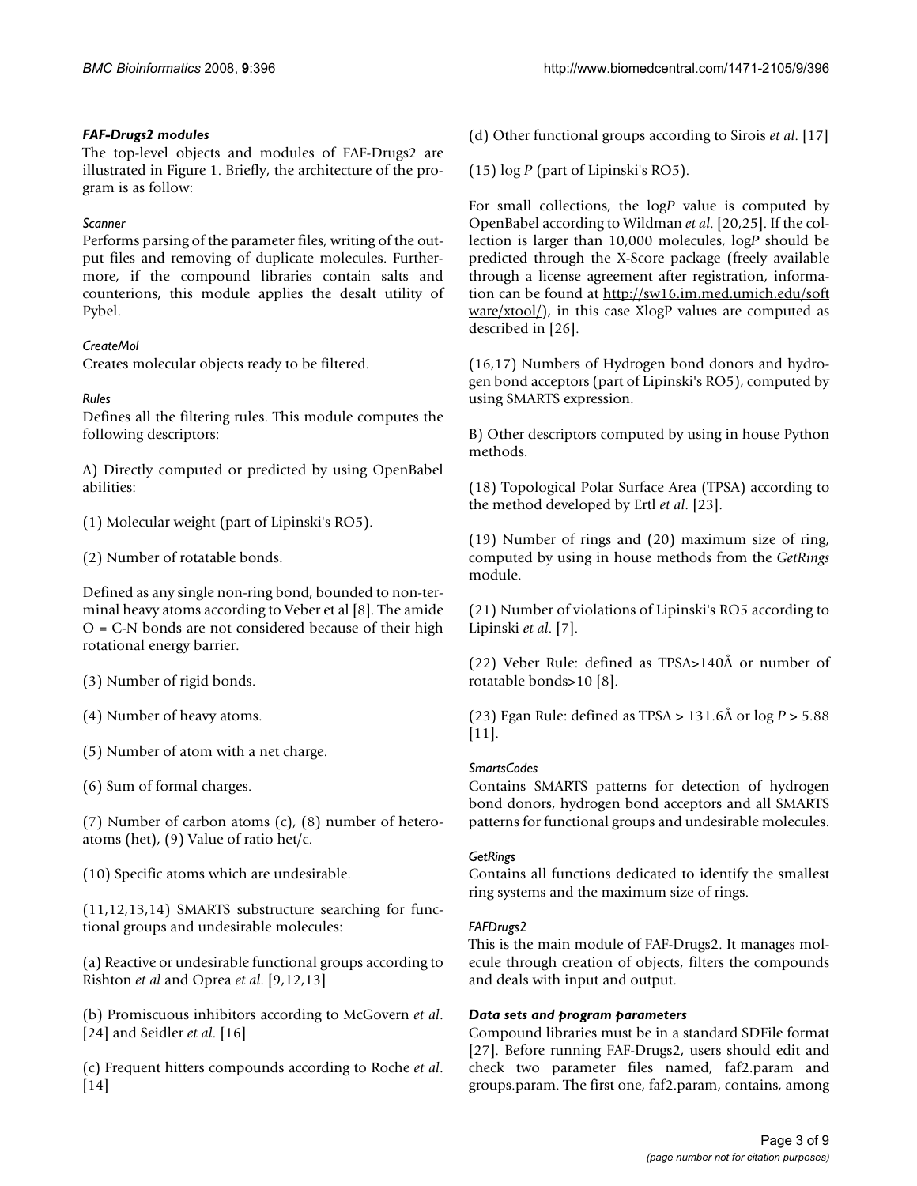### *FAF-Drugs2 modules*

The top-level objects and modules of FAF-Drugs2 are illustrated in Figure 1. Briefly, the architecture of the program is as follow:

#### *Scanner*

Performs parsing of the parameter files, writing of the output files and removing of duplicate molecules. Furthermore, if the compound libraries contain salts and counterions, this module applies the desalt utility of Pybel.

#### *CreateMol*

Creates molecular objects ready to be filtered.

#### *Rules*

Defines all the filtering rules. This module computes the following descriptors:

A) Directly computed or predicted by using OpenBabel abilities:

(1) Molecular weight (part of Lipinski's RO5).

(2) Number of rotatable bonds.

Defined as any single non-ring bond, bounded to non-terminal heavy atoms according to Veber et al [8]. The amide O = C-N bonds are not considered because of their high rotational energy barrier.

(3) Number of rigid bonds.

(4) Number of heavy atoms.

(5) Number of atom with a net charge.

(6) Sum of formal charges.

(7) Number of carbon atoms (c), (8) number of heteroatoms (het), (9) Value of ratio het/c.

(10) Specific atoms which are undesirable.

(11,12,13,14) SMARTS substructure searching for functional groups and undesirable molecules:

(a) Reactive or undesirable functional groups according to Rishton *et al* and Oprea *et al*. [9,12,13]

(b) Promiscuous inhibitors according to McGovern *et al*. [24] and Seidler *et al*. [16]

(c) Frequent hitters compounds according to Roche *et al*. [14]

(d) Other functional groups according to Sirois *et al*. [17]

(15) log *P* (part of Lipinski's RO5).

For small collections, the log*P* value is computed by OpenBabel according to Wildman *et al*. [20,25]. If the collection is larger than 10,000 molecules, log*P* should be predicted through the X-Score package (freely available through a license agreement after registration, information can be found at http://sw16.im.med.umich.edu/software/xtool/), in this case XlogP values are computed as described in [26].

(16,17) Numbers of Hydrogen bond donors and hydrogen bond acceptors (part of Lipinski's RO5), computed by using SMARTS expression.

B) Other descriptors computed by using in house Python methods.

(18) Topological Polar Surface Area (TPSA) according to the method developed by Ertl *et al*. [23].

(19) Number of rings and (20) maximum size of ring, computed by using in house methods from the *GetRings* module.

(21) Number of violations of Lipinski's RO5 according to Lipinski *et al*. [7].

(22) Veber Rule: defined as TPSA>140Å or number of rotatable bonds>10 [8].

(23) Egan Rule: defined as TPSA > 131.6Å or log *P* > 5.88 [11].

#### *SmartsCodes*

Contains SMARTS patterns for detection of hydrogen bond donors, hydrogen bond acceptors and all SMARTS patterns for functional groups and undesirable molecules.

#### *GetRings*

Contains all functions dedicated to identify the smallest ring systems and the maximum size of rings.

#### *FAFDrugs2*

This is the main module of FAF-Drugs2. It manages molecule through creation of objects, filters the compounds and deals with input and output.

### *Data sets and program parameters*

Compound libraries must be in a standard SDFile format [27]. Before running FAF-Drugs2, users should edit and check two parameter files named, faf2.param and groups.param. The first one, faf2.param, contains, among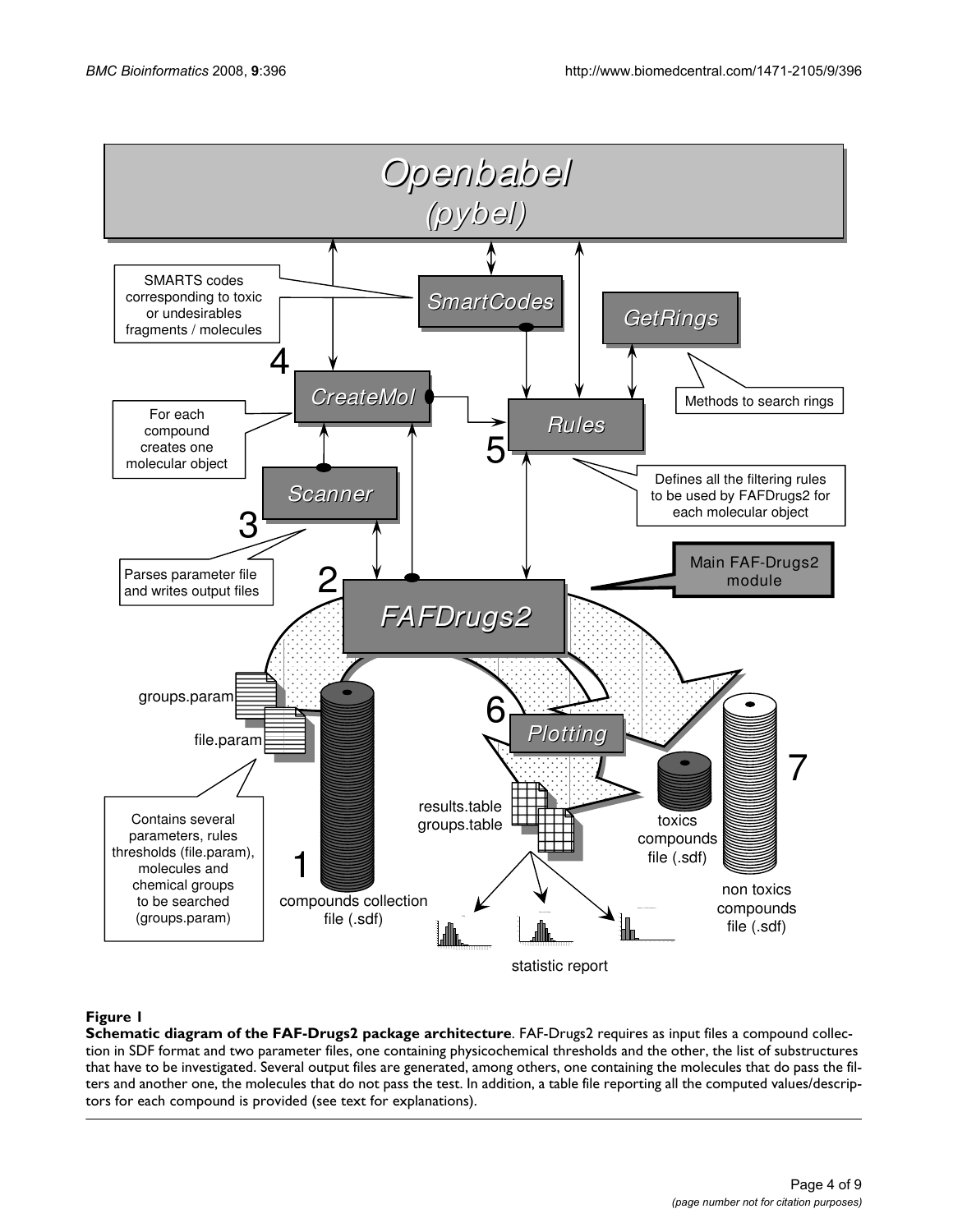**Figure 1**

**Schematic diagram of the FAF-Drugs2 package architecture**. FAF-Drugs2 requires as input files a compound collection in SDF format and two parameter files, one containing physicochemical thresholds and the other, the list of substructures that have to be investigated. Several output files are generated, among others, one containing the molecules that do pass the filters and another one, the molecules that do not pass the test. In addition, a table file reporting all the computed values/descriptors for each compound is provided (see text for explanations).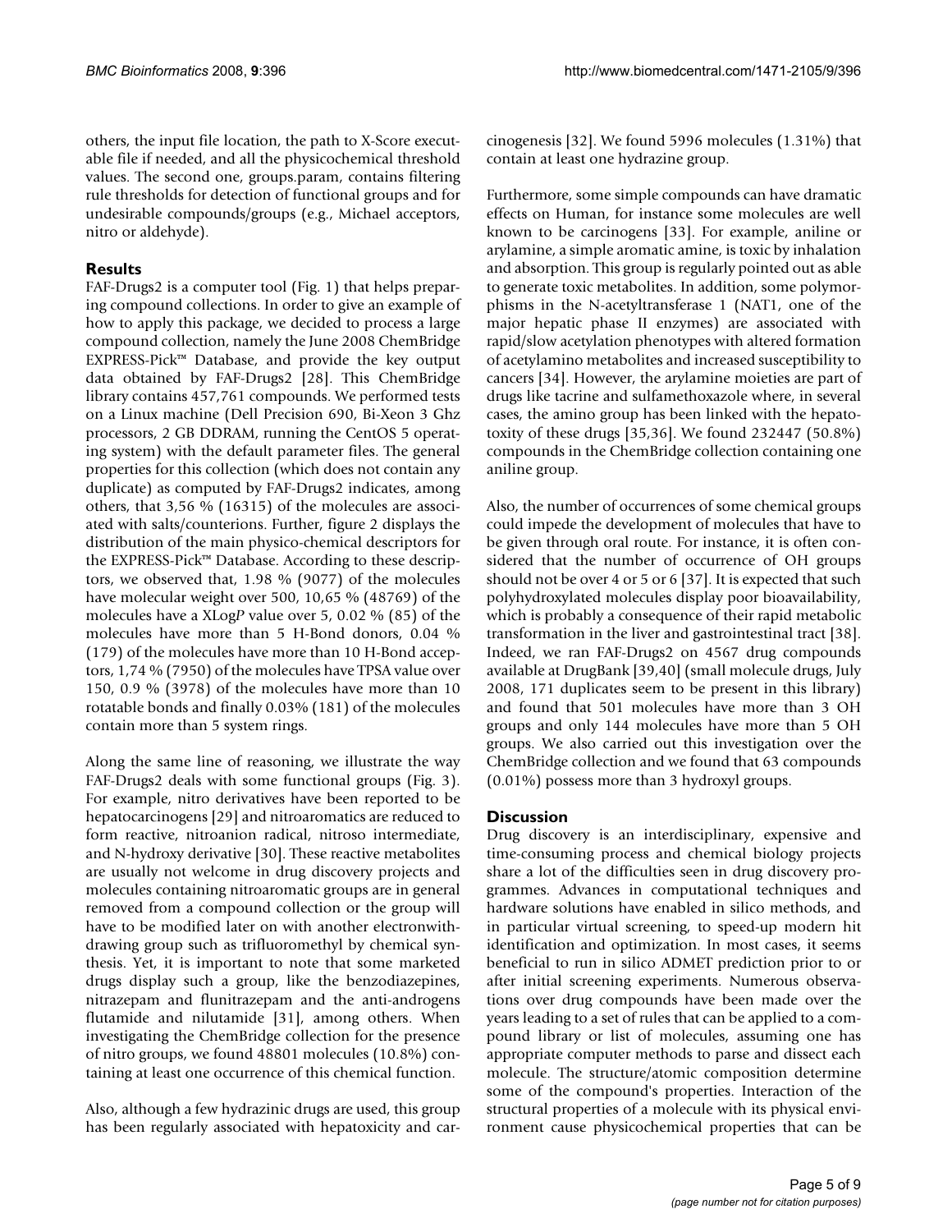others, the input file location, the path to X-Score executable file if needed, and all the physicochemical threshold values. The second one, groups.param, contains filtering rule thresholds for detection of functional groups and for undesirable compounds/groups (e.g., Michael acceptors, nitro or aldehyde).

## Results

FAF-Drugs2 is a computer tool (Fig. 1) that helps preparing compound collections. In order to give an example of how to apply this package, we decided to process a large compound collection, namely the June 2008 ChemBridge EXPRESS-Pick™ Database, and provide the key output data obtained by FAF-Drugs2 [28]. This ChemBridge library contains 457,761 compounds. We performed tests on a Linux machine (Dell Precision 690, Bi-Xeon 3 Ghz processors, 2 GB DDRAM, running the CentOS 5 operating system) with the default parameter files. The general properties for this collection (which does not contain any duplicate) as computed by FAF-Drugs2 indicates, among others, that 3,56 % (16315) of the molecules are associated with salts/counterions. Further, figure 2 displays the distribution of the main physico-chemical descriptors for the EXPRESS-Pick™ Database. According to these descriptors, we observed that, 1.98 % (9077) of the molecules have molecular weight over 500, 10,65 % (48769) of the molecules have a XLog*P* value over 5, 0.02 % (85) of the molecules have more than 5 H-Bond donors, 0.04 % (179) of the molecules have more than 10 H-Bond acceptors, 1,74 % (7950) of the molecules have TPSA value over 150, 0.9 % (3978) of the molecules have more than 10 rotatable bonds and finally 0.03% (181) of the molecules contain more than 5 system rings.

Along the same line of reasoning, we illustrate the way FAF-Drugs2 deals with some functional groups (Fig. 3). For example, nitro derivatives have been reported to be hepatocarcinogens [29] and nitroaromatics are reduced to form reactive, nitroanion radical, nitroso intermediate, and N-hydroxy derivative [30]. These reactive metabolites are usually not welcome in drug discovery projects and molecules containing nitroaromatic groups are in general removed from a compound collection or the group will have to be modified later on with another electronwithdrawing group such as trifluoromethyl by chemical synthesis. Yet, it is important to note that some marketed drugs display such a group, like the benzodiazepines, nitrazepam and flunitrazepam and the anti-androgens flutamide and nilutamide [31], among others. When investigating the ChemBridge collection for the presence of nitro groups, we found 48801 molecules (10.8%) containing at least one occurrence of this chemical function.

Also, although a few hydrazinic drugs are used, this group has been regularly associated with hepatoxicity and carcinogenesis [32]. We found 5996 molecules (1.31%) that contain at least one hydrazine group.

Furthermore, some simple compounds can have dramatic effects on Human, for instance some molecules are well known to be carcinogens [33]. For example, aniline or arylamine, a simple aromatic amine, is toxic by inhalation and absorption. This group is regularly pointed out as able to generate toxic metabolites. In addition, some polymorphisms in the N-acetyltransferase 1 (NAT1, one of the major hepatic phase II enzymes) are associated with rapid/slow acetylation phenotypes with altered formation of acetylamino metabolites and increased susceptibility to cancers [34]. However, the arylamine moieties are part of drugs like tacrine and sulfamethoxazole where, in several cases, the amino group has been linked with the hepatotoxity of these drugs [35,36]. We found 232447 (50.8%) compounds in the ChemBridge collection containing one aniline group.

Also, the number of occurrences of some chemical groups could impede the development of molecules that have to be given through oral route. For instance, it is often considered that the number of occurrence of OH groups should not be over 4 or 5 or 6 [37]. It is expected that such polyhydroxylated molecules display poor bioavailability, which is probably a consequence of their rapid metabolic transformation in the liver and gastrointestinal tract [38]. Indeed, we ran FAF-Drugs2 on 4567 drug compounds available at DrugBank [39,40] (small molecule drugs, July 2008, 171 duplicates seem to be present in this library) and found that 501 molecules have more than 3 OH groups and only 144 molecules have more than 5 OH groups. We also carried out this investigation over the ChemBridge collection and we found that 63 compounds (0.01%) possess more than 3 hydroxyl groups.

## Discussion

Drug discovery is an interdisciplinary, expensive and time-consuming process and chemical biology projects share a lot of the difficulties seen in drug discovery programmes. Advances in computational techniques and hardware solutions have enabled in silico methods, and in particular virtual screening, to speed-up modern hit identification and optimization. In most cases, it seems beneficial to run in silico ADMET prediction prior to or after initial screening experiments. Numerous observations over drug compounds have been made over the years leading to a set of rules that can be applied to a compound library or list of molecules, assuming one has appropriate computer methods to parse and dissect each molecule. The structure/atomic composition determine some of the compound's properties. Interaction of the structural properties of a molecule with its physical environment cause physicochemical properties that can be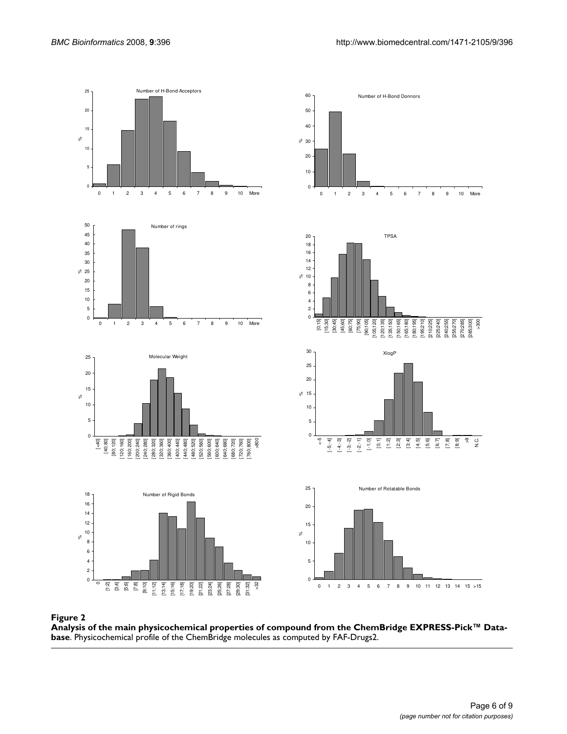**Figure 2**

**Analysis of the main physicochemical properties of compound from the ChemBridge EXPRESS-Pick™ Database**. Physicochemical profile of the ChemBridge molecules as computed by FAF-Drugs2.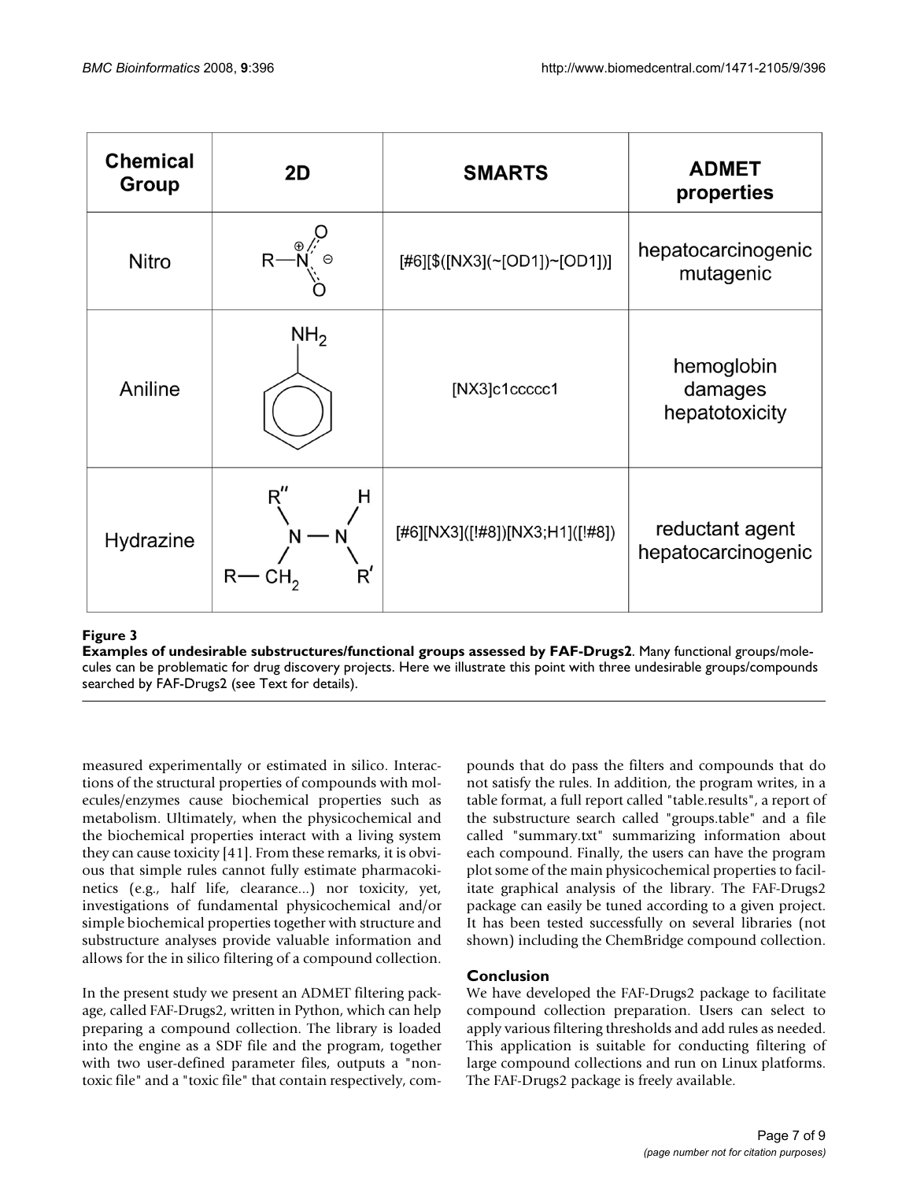| Chemical Group | 2D | SMARTS | ADMET properties |
| --- | --- | --- | --- |
| Nitro | | [#6][$([NX3](~[OD1])~[OD1])] | hepatocarcinogenic mutagenic |
| Aniline | | [NX3]c1ccccc1 | hemoglobin damages hepatotoxicity |
| Hydrazine | | [#6][NX3]([!#8])[NX3;H1]([!#8]) | reductant agent hepatocarcinogenic |

**Figure 3**

**Examples of undesirable substructures/functional groups assessed by FAF-Drugs2**. Many functional groups/molecules can be problematic for drug discovery projects. Here we illustrate this point with three undesirable groups/compounds searched by FAF-Drugs2 (see Text for details).

measured experimentally or estimated in silico. Interactions of the structural properties of compounds with molecules/enzymes cause biochemical properties such as metabolism. Ultimately, when the physicochemical and the biochemical properties interact with a living system they can cause toxicity [41]. From these remarks, it is obvious that simple rules cannot fully estimate pharmacokinetics (e.g., half life, clearance...) nor toxicity, yet, investigations of fundamental physicochemical and/or simple biochemical properties together with structure and substructure analyses provide valuable information and allows for the in silico filtering of a compound collection.

In the present study we present an ADMET filtering package, called FAF-Drugs2, written in Python, which can help preparing a compound collection. The library is loaded into the engine as a SDF file and the program, together with two user-defined parameter files, outputs a "non-toxic file" and a "toxic file" that contain respectively, compounds that do pass the filters and compounds that do not satisfy the rules. In addition, the program writes, in a table format, a full report called "table.results", a report of the substructure search called "groups.table" and a file called "summary.txt" summarizing information about each compound. Finally, the users can have the program plot some of the main physicochemical properties to facilitate graphical analysis of the library. The FAF-Drugs2 package can easily be tuned according to a given project. It has been tested successfully on several libraries (not shown) including the ChemBridge compound collection.

## Conclusion

We have developed the FAF-Drugs2 package to facilitate compound collection preparation. Users can select to apply various filtering thresholds and add rules as needed. This application is suitable for conducting filtering of large compound collections and run on Linux platforms. The FAF-Drugs2 package is freely available.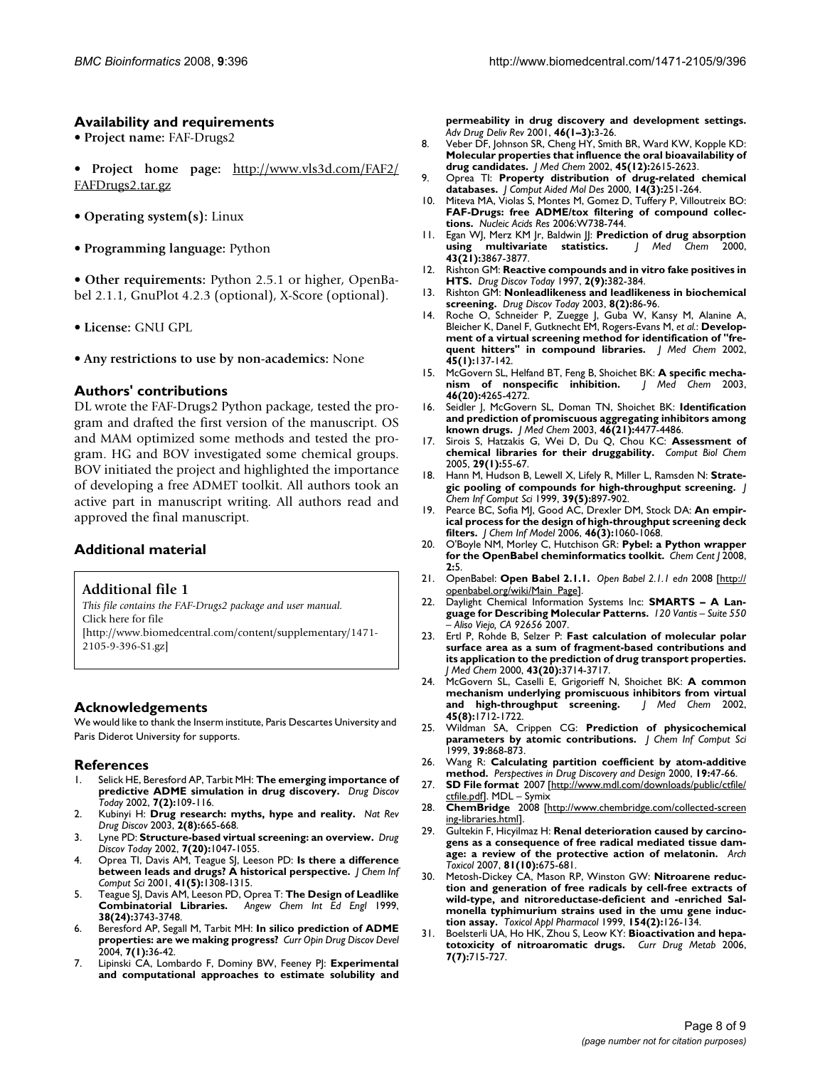## Availability and requirements

• **Project name:** FAF-Drugs2

• **Project home page:** http://www.vls3d.com/FAF2/FAFDrugs2.tar.gz

• **Operating system(s):** Linux

• **Programming language:** Python

• **Other requirements:** Python 2.5.1 or higher, OpenBabel 2.1.1, GnuPlot 4.2.3 (optional), X-Score (optional).

• **License:** GNU GPL

• **Any restrictions to use by non-academics:** None

## Authors' contributions

DL wrote the FAF-Drugs2 Python package, tested the program and drafted the first version of the manuscript. OS and MAM optimized some methods and tested the program. HG and BOV investigated some chemical groups. BOV initiated the project and highlighted the importance of developing a free ADMET toolkit. All authors took an active part in manuscript writing. All authors read and approved the final manuscript.

## Additional material

**Additional file 1**

*This file contains the FAF-Drugs2 package and user manual.*
Click here for file
[http://www.biomedcentral.com/content/supplementary/1471-2105-9-396-S1.gz]

## Acknowledgements

We would like to thank the Inserm institute, Paris Descartes University and Paris Diderot University for supports.

## References

1. Selick HE, Beresford AP, Tarbit MH: **The emerging importance of predictive ADME simulation in drug discovery.** *Drug Discov Today* 2002, **7(2):**109-116.
2. Kubinyi H: **Drug research: myths, hype and reality.** *Nat Rev Drug Discov* 2003, **2(8):**665-668.
3. Lyne PD: **Structure-based virtual screening: an overview.** *Drug Discov Today* 2002, **7(20):**1047-1055.
4. Oprea TI, Davis AM, Teague SJ, Leeson PD: **Is there a difference between leads and drugs? A historical perspective.** *J Chem Inf Comput Sci* 2001, **41(5):**1308-1315.
5. Teague SJ, Davis AM, Leeson PD, Oprea T: **The Design of Leadlike Combinatorial Libraries.** *Angew Chem Int Ed Engl* 1999, **38(24):**3743-3748.
6. Beresford AP, Segall M, Tarbit MH: **In silico prediction of ADME properties: are we making progress?** *Curr Opin Drug Discov Devel* 2004, **7(1):**36-42.
7. Lipinski CA, Lombardo F, Dominy BW, Feeney PJ: **Experimental and computational approaches to estimate solubility and permeability in drug discovery and development settings.** *Adv Drug Deliv Rev* 2001, **46(1–3):**3-26.
8. Veber DF, Johnson SR, Cheng HY, Smith BR, Ward KW, Kopple KD: **Molecular properties that influence the oral bioavailability of drug candidates.** *J Med Chem* 2002, **45(12):**2615-2623.
9. Oprea TI: **Property distribution of drug-related chemical databases.** *J Comput Aided Mol Des* 2000, **14(3):**251-264.
10. Miteva MA, Violas S, Montes M, Gomez D, Tuffery P, Villoutreix BO: **FAF-Drugs: free ADME/tox filtering of compound collections.** *Nucleic Acids Res* 2006:W738-744.
11. Egan WJ, Merz KM Jr, Baldwin JJ: **Prediction of drug absorption using multivariate statistics.** *J Med Chem* 2000, **43(21):**3867-3877.
12. Rishton GM: **Reactive compounds and in vitro fake positives in HTS.** *Drug Discov Today* 1997, **2(9):**382-384.
13. Rishton GM: **Nonleadlikeness and leadlikeness in biochemical screening.** *Drug Discov Today* 2003, **8(2):**86-96.
14. Roche O, Schneider P, Zuegge J, Guba W, Kansy M, Alanine A, Bleicher K, Danel F, Gutknecht EM, Rogers-Evans M, *et al.*: **Development of a virtual screening method for identification of "frequent hitters" in compound libraries.** *J Med Chem* 2002, **45(1):**137-142.
15. McGovern SL, Helfand BT, Feng B, Shoichet BK: **A specific mechanism of nonspecific inhibition.** *J Med Chem* 2003, **46(20):**4265-4272.
16. Seidler J, McGovern SL, Doman TN, Shoichet BK: **Identification and prediction of promiscuous aggregating inhibitors among known drugs.** *J Med Chem* 2003, **46(21):**4477-4486.
17. Sirois S, Hatzakis G, Wei D, Du Q, Chou KC: **Assessment of chemical libraries for their druggability.** *Comput Biol Chem* 2005, **29(1):**55-67.
18. Hann M, Hudson B, Lewell X, Lifely R, Miller L, Ramsden N: **Strategic pooling of compounds for high-throughput screening.** *J Chem Inf Comput Sci* 1999, **39(5):**897-902.
19. Pearce BC, Sofia MJ, Good AC, Drexler DM, Stock DA: **An empirical process for the design of high-throughput screening deck filters.** *J Chem Inf Model* 2006, **46(3):**1060-1068.
20. O'Boyle NM, Morley C, Hutchison GR: **Pybel: a Python wrapper for the OpenBabel cheminformatics toolkit.** *Chem Cent J* 2008, **2:**5.
21. OpenBabel: **Open Babel 2.1.1.** *Open Babel 2.1.1 edn* 2008 [http://openbabel.org/wiki/Main_Page].
22. Daylight Chemical Information Systems Inc: **SMARTS – A Language for Describing Molecular Patterns.** *120 Vantis – Suite 550 – Aliso Viejo, CA 92656* 2007.
23. Ertl P, Rohde B, Selzer P: **Fast calculation of molecular polar surface area as a sum of fragment-based contributions and its application to the prediction of drug transport properties.** *J Med Chem* 2000, **43(20):**3714-3717.
24. McGovern SL, Caselli E, Grigorieff N, Shoichet BK: **A common mechanism underlying promiscuous inhibitors from virtual and high-throughput screening.** *J Med Chem* 2002, **45(8):**1712-1722.
25. Wildman SA, Crippen CG: **Prediction of physicochemical parameters by atomic contributions.** *J Chem Inf Comput Sci* 1999, **39:**868-873.
26. Wang R: **Calculating partition coefficient by atom-additive method.** *Perspectives in Drug Discovery and Design* 2000, **19:**47-66.
27. **SD File format** 2007 [http://www.mdl.com/downloads/public/ctfile/ctfile.pdf]. MDL – Symix
28. **ChemBridge** 2008 [http://www.chembridge.com/collected-screening-libraries.html].
29. Gultekin F, Hicyilmaz H: **Renal deterioration caused by carcinogens as a consequence of free radical mediated tissue damage: a review of the protective action of melatonin.** *Arch Toxicol* 2007, **81(10):**675-681.
30. Metosh-Dickey CA, Mason RP, Winston GW: **Nitroarene reduction and generation of free radicals by cell-free extracts of wild-type, and nitroreductase-deficient and -enriched Salmonella typhimurium strains used in the umu gene induction assay.** *Toxicol Appl Pharmacol* 1999, **154(2):**126-134.
31. Boelsterli UA, Ho HK, Zhou S, Leow KY: **Bioactivation and hepatotoxicity of nitroaromatic drugs.** *Curr Drug Metab* 2006, **7(7):**715-727.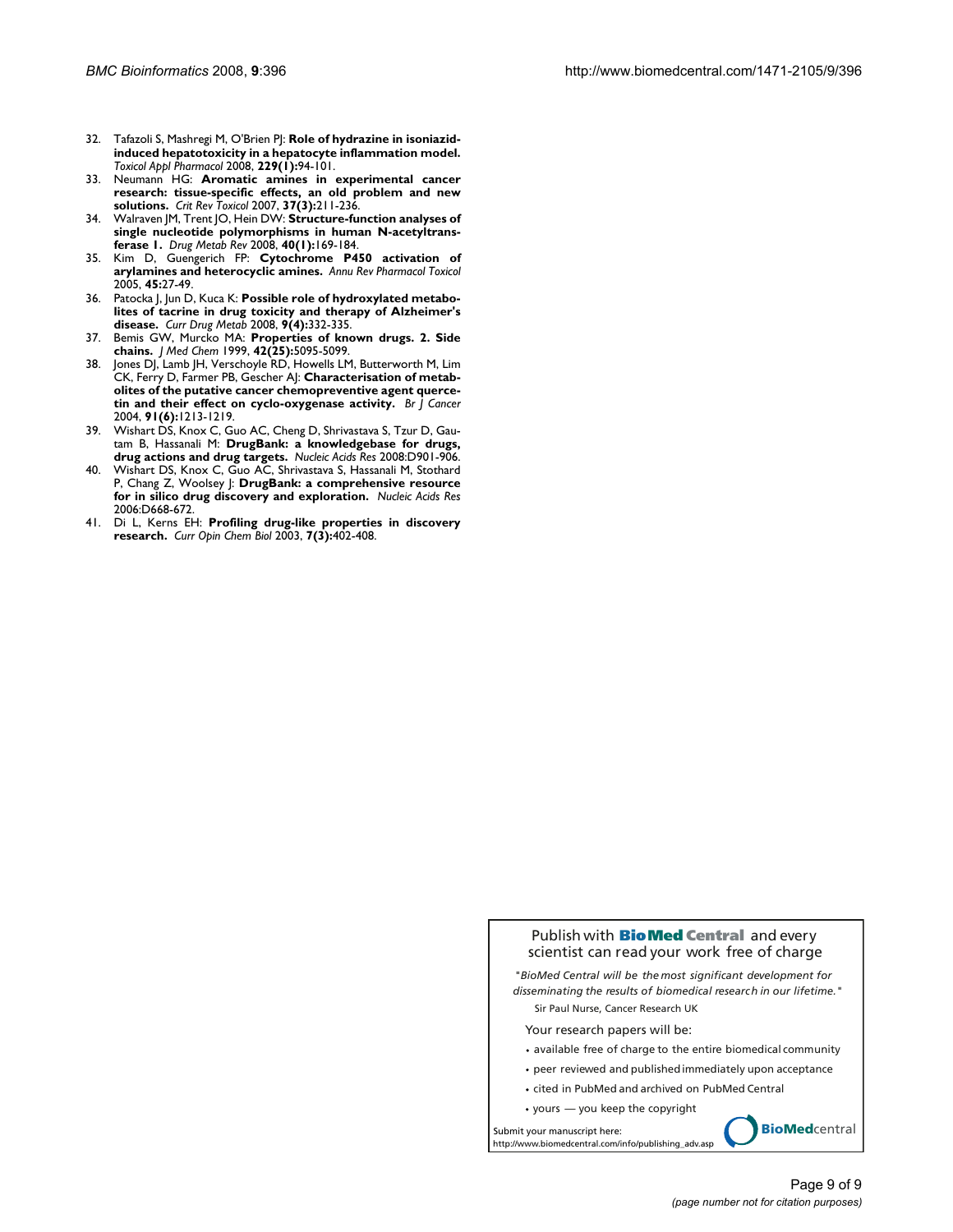32. Tafazoli S, Mashregi M, O'Brien PJ: **Role of hydrazine in isoniazid-induced hepatotoxicity in a hepatocyte inflammation model.** *Toxicol Appl Pharmacol* 2008, **229(1):**94-101.
33. Neumann HG: **Aromatic amines in experimental cancer research: tissue-specific effects, an old problem and new solutions.** *Crit Rev Toxicol* 2007, **37(3):**211-236.
34. Walraven JM, Trent JO, Hein DW: **Structure-function analyses of single nucleotide polymorphisms in human N-acetyltransferase 1.** *Drug Metab Rev* 2008, **40(1):**169-184.
35. Kim D, Guengerich FP: **Cytochrome P450 activation of arylamines and heterocyclic amines.** *Annu Rev Pharmacol Toxicol* 2005, **45:**27-49.
36. Patocka J, Jun D, Kuca K: **Possible role of hydroxylated metabolites of tacrine in drug toxicity and therapy of Alzheimer's disease.** *Curr Drug Metab* 2008, **9(4):**332-335.
37. Bemis GW, Murcko MA: **Properties of known drugs. 2. Side chains.** *J Med Chem* 1999, **42(25):**5095-5099.
38. Jones DJ, Lamb JH, Verschoyle RD, Howells LM, Butterworth M, Lim CK, Ferry D, Farmer PB, Gescher AJ: **Characterisation of metabolites of the putative cancer chemopreventive agent quercetin and their effect on cyclo-oxygenase activity.** *Br J Cancer* 2004, **91(6):**1213-1219.
39. Wishart DS, Knox C, Guo AC, Cheng D, Shrivastava S, Tzur D, Gautam B, Hassanali M: **DrugBank: a knowledgebase for drugs, drug actions and drug targets.** *Nucleic Acids Res* 2008:D901-906.
40. Wishart DS, Knox C, Guo AC, Shrivastava S, Hassanali M, Stothard P, Chang Z, Woolsey J: **DrugBank: a comprehensive resource for in silico drug discovery and exploration.** *Nucleic Acids Res* 2006:D668-672.
41. Di L, Kerns EH: **Profiling drug-like properties in discovery research.** *Curr Opin Chem Biol* 2003, **7(3):**402-408.

Publish with **BioMed Central** and every scientist can read your work free of charge

*"BioMed Central will be the most significant development for disseminating the results of biomedical research in our lifetime."*

Sir Paul Nurse, Cancer Research UK

Your research papers will be:

- available free of charge to the entire biomedical community
- peer reviewed and published immediately upon acceptance
- cited in PubMed and archived on PubMed Central
- yours — you keep the copyright

Submit your manuscript here:
http://www.biomedcentral.com/info/publishing_adv.asp

**BioMed**central